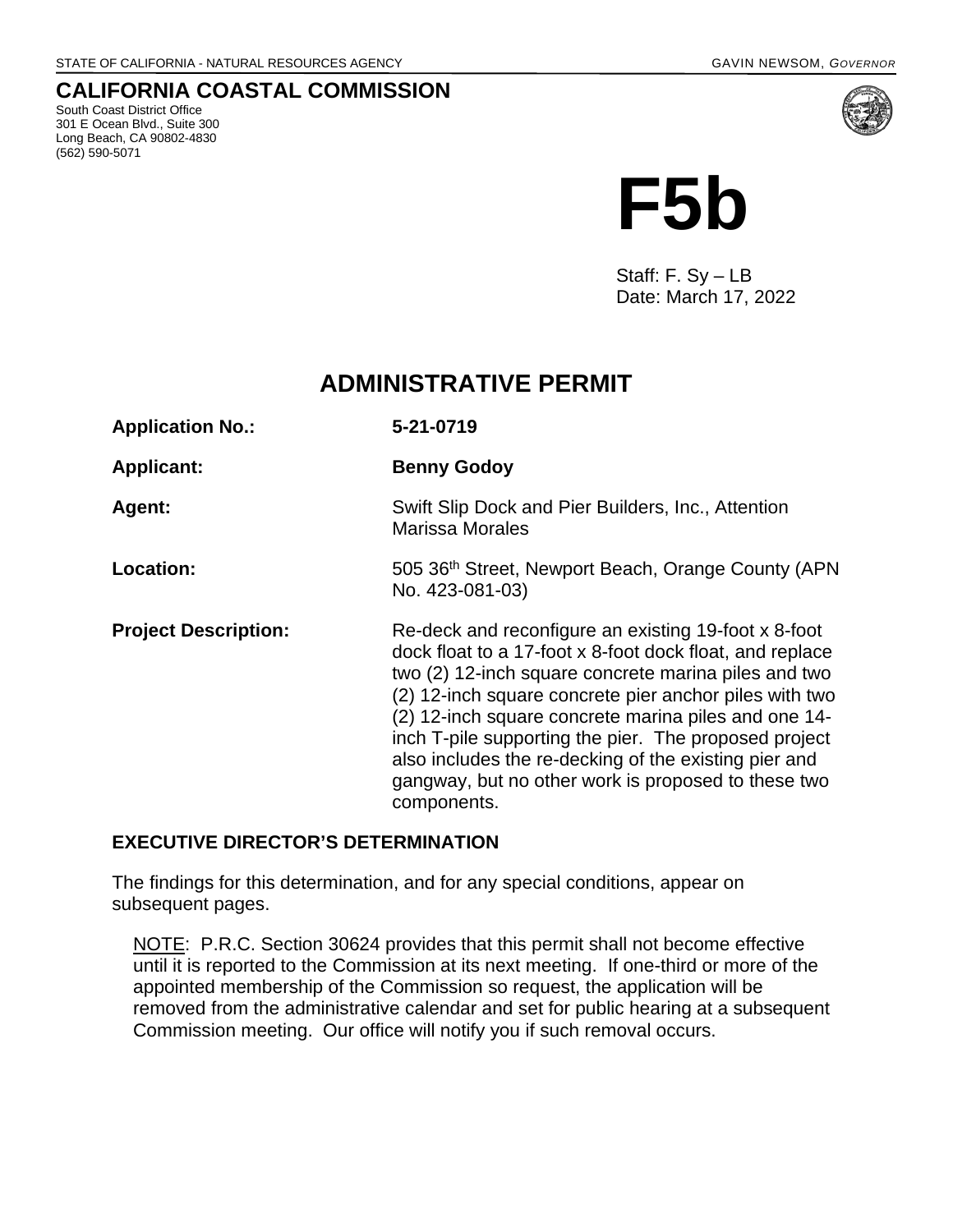STATE OF CALIFORNIA - NATURAL RESOURCES AGENCY GAVIN NEWSOM, *GOVERNOR*

# CALIFORNIA COASTAL COMMISSION

South Coast District Office
301 E Ocean Blvd., Suite 300
Long Beach, CA 90802-4830
(562) 590-5071

# F5b

Staff: F. Sy – LB
Date: March 17, 2022

## ADMINISTRATIVE PERMIT

**Application No.:** **5-21-0719**

**Applicant:** **Benny Godoy**

**Agent:** Swift Slip Dock and Pier Builders, Inc., Attention Marissa Morales

**Location:** 505 36th Street, Newport Beach, Orange County (APN No. 423-081-03)

**Project Description:** Re-deck and reconfigure an existing 19-foot x 8-foot dock float to a 17-foot x 8-foot dock float, and replace two (2) 12-inch square concrete marina piles and two (2) 12-inch square concrete pier anchor piles with two (2) 12-inch square concrete marina piles and one 14-inch T-pile supporting the pier. The proposed project also includes the re-decking of the existing pier and gangway, but no other work is proposed to these two components.

**EXECUTIVE DIRECTOR'S DETERMINATION**

The findings for this determination, and for any special conditions, appear on subsequent pages.

NOTE: P.R.C. Section 30624 provides that this permit shall not become effective until it is reported to the Commission at its next meeting. If one-third or more of the appointed membership of the Commission so request, the application will be removed from the administrative calendar and set for public hearing at a subsequent Commission meeting. Our office will notify you if such removal occurs.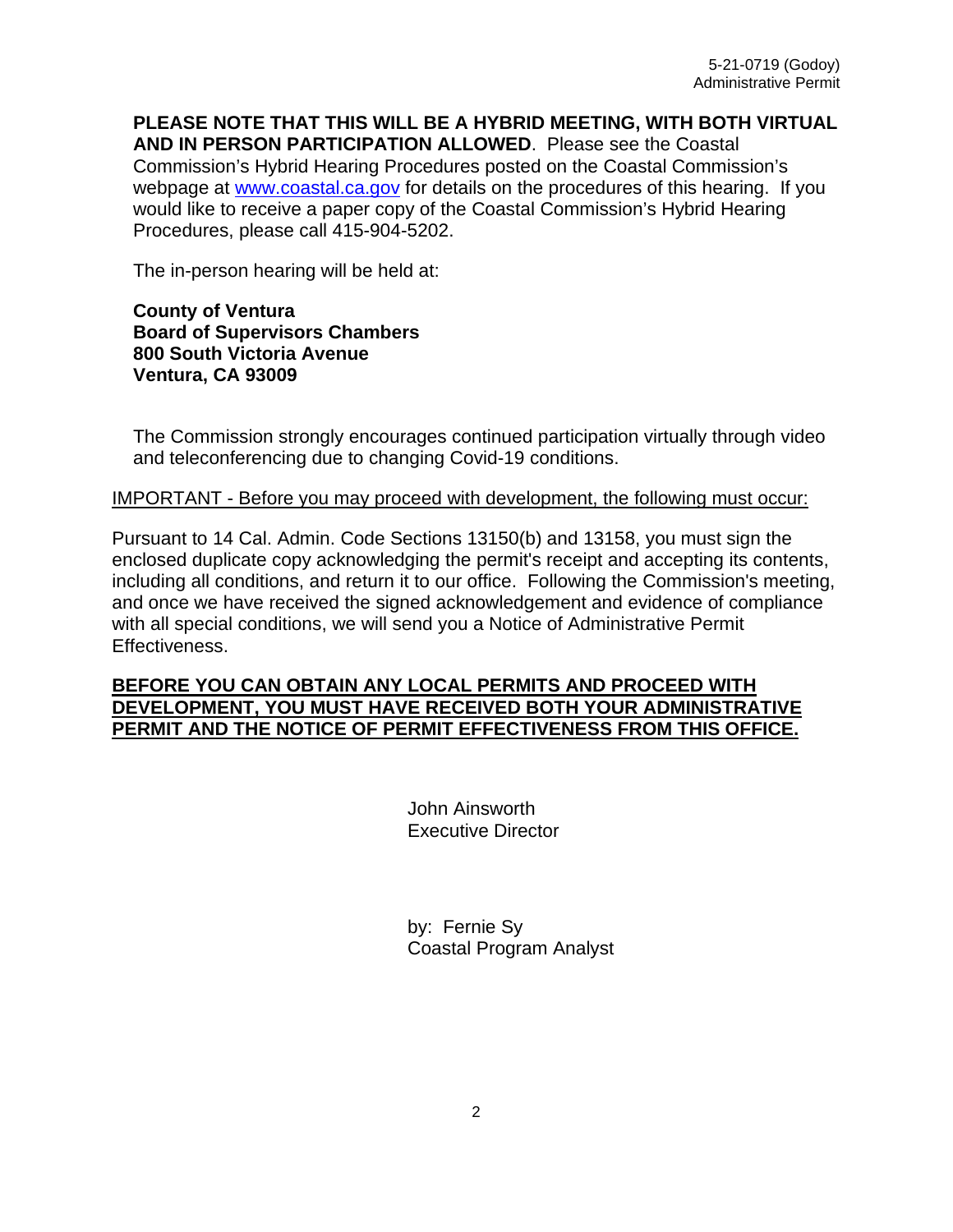**PLEASE NOTE THAT THIS WILL BE A HYBRID MEETING, WITH BOTH VIRTUAL AND IN PERSON PARTICIPATION ALLOWED**. Please see the Coastal Commission's Hybrid Hearing Procedures posted on the Coastal Commission's webpage at [www.coastal.ca.gov](http://www.coastal.ca.gov) for details on the procedures of this hearing. If you would like to receive a paper copy of the Coastal Commission's Hybrid Hearing Procedures, please call 415-904-5202.

The in-person hearing will be held at:

**County of Ventura**
**Board of Supervisors Chambers**
**800 South Victoria Avenue**
**Ventura, CA 93009**

The Commission strongly encourages continued participation virtually through video and teleconferencing due to changing Covid-19 conditions.

<u>IMPORTANT - Before you may proceed with development, the following must occur:</u>

Pursuant to 14 Cal. Admin. Code Sections 13150(b) and 13158, you must sign the enclosed duplicate copy acknowledging the permit's receipt and accepting its contents, including all conditions, and return it to our office. Following the Commission's meeting, and once we have received the signed acknowledgement and evidence of compliance with all special conditions, we will send you a Notice of Administrative Permit Effectiveness.

<u>**BEFORE YOU CAN OBTAIN ANY LOCAL PERMITS AND PROCEED WITH DEVELOPMENT, YOU MUST HAVE RECEIVED BOTH YOUR ADMINISTRATIVE PERMIT AND THE NOTICE OF PERMIT EFFECTIVENESS FROM THIS OFFICE.**</u>

John Ainsworth
Executive Director

by: Fernie Sy
Coastal Program Analyst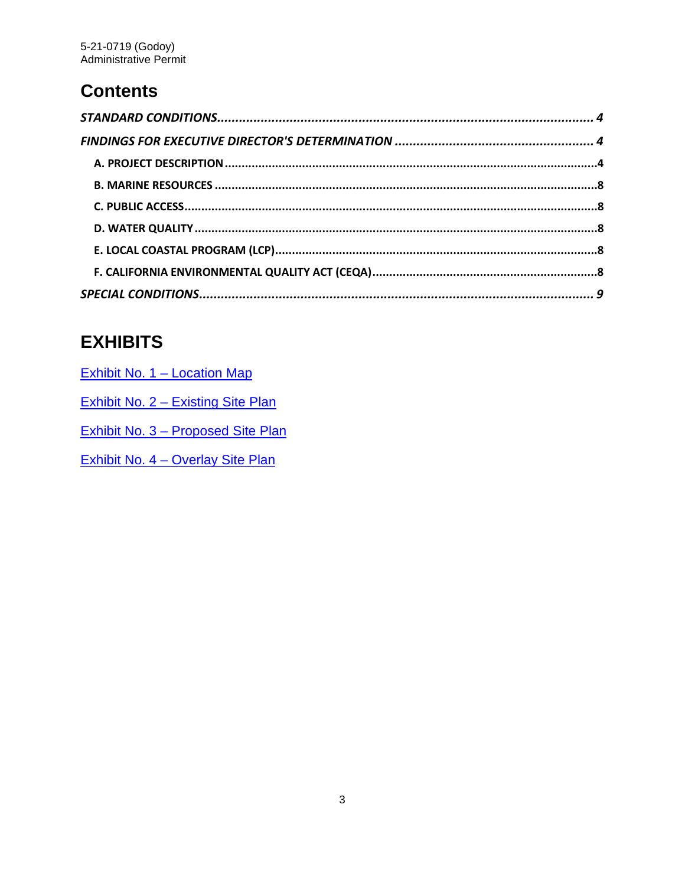# Contents

*STANDARD CONDITIONS* ........................................................................................................ *4*

*FINDINGS FOR EXECUTIVE DIRECTOR'S DETERMINATION* ........................................................ *4*

- **A. PROJECT DESCRIPTION** ..............................................................................................4
- **B. MARINE RESOURCES** .................................................................................................8
- **C. PUBLIC ACCESS** .........................................................................................................8
- **D. WATER QUALITY** .......................................................................................................8
- **E. LOCAL COASTAL PROGRAM (LCP)** ...............................................................................8
- **F. CALIFORNIA ENVIRONMENTAL QUALITY ACT (CEQA)** ..................................................8

*SPECIAL CONDITIONS* ........................................................................................................... *9*

# EXHIBITS

Exhibit No. 1 – Location Map

Exhibit No. 2 – Existing Site Plan

Exhibit No. 3 – Proposed Site Plan

Exhibit No. 4 – Overlay Site Plan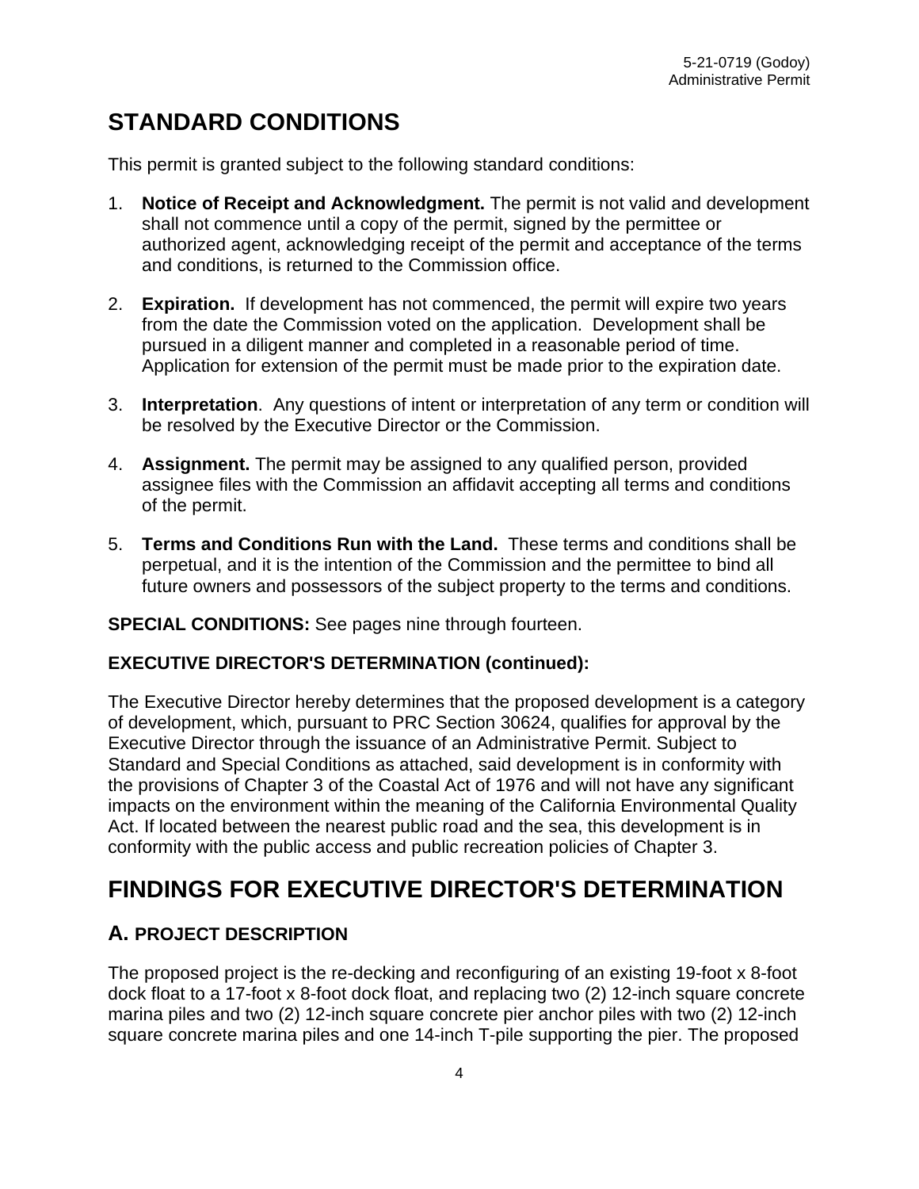# STANDARD CONDITIONS

This permit is granted subject to the following standard conditions:

1. **Notice of Receipt and Acknowledgment.** The permit is not valid and development shall not commence until a copy of the permit, signed by the permittee or authorized agent, acknowledging receipt of the permit and acceptance of the terms and conditions, is returned to the Commission office.

2. **Expiration.** If development has not commenced, the permit will expire two years from the date the Commission voted on the application. Development shall be pursued in a diligent manner and completed in a reasonable period of time. Application for extension of the permit must be made prior to the expiration date.

3. **Interpretation**. Any questions of intent or interpretation of any term or condition will be resolved by the Executive Director or the Commission.

4. **Assignment.** The permit may be assigned to any qualified person, provided assignee files with the Commission an affidavit accepting all terms and conditions of the permit.

5. **Terms and Conditions Run with the Land.** These terms and conditions shall be perpetual, and it is the intention of the Commission and the permittee to bind all future owners and possessors of the subject property to the terms and conditions.

**SPECIAL CONDITIONS:** See pages nine through fourteen.

**EXECUTIVE DIRECTOR'S DETERMINATION (continued):**

The Executive Director hereby determines that the proposed development is a category of development, which, pursuant to PRC Section 30624, qualifies for approval by the Executive Director through the issuance of an Administrative Permit. Subject to Standard and Special Conditions as attached, said development is in conformity with the provisions of Chapter 3 of the Coastal Act of 1976 and will not have any significant impacts on the environment within the meaning of the California Environmental Quality Act. If located between the nearest public road and the sea, this development is in conformity with the public access and public recreation policies of Chapter 3.

# FINDINGS FOR EXECUTIVE DIRECTOR'S DETERMINATION

## A. PROJECT DESCRIPTION

The proposed project is the re-decking and reconfiguring of an existing 19-foot x 8-foot dock float to a 17-foot x 8-foot dock float, and replacing two (2) 12-inch square concrete marina piles and two (2) 12-inch square concrete pier anchor piles with two (2) 12-inch square concrete marina piles and one 14-inch T-pile supporting the pier. The proposed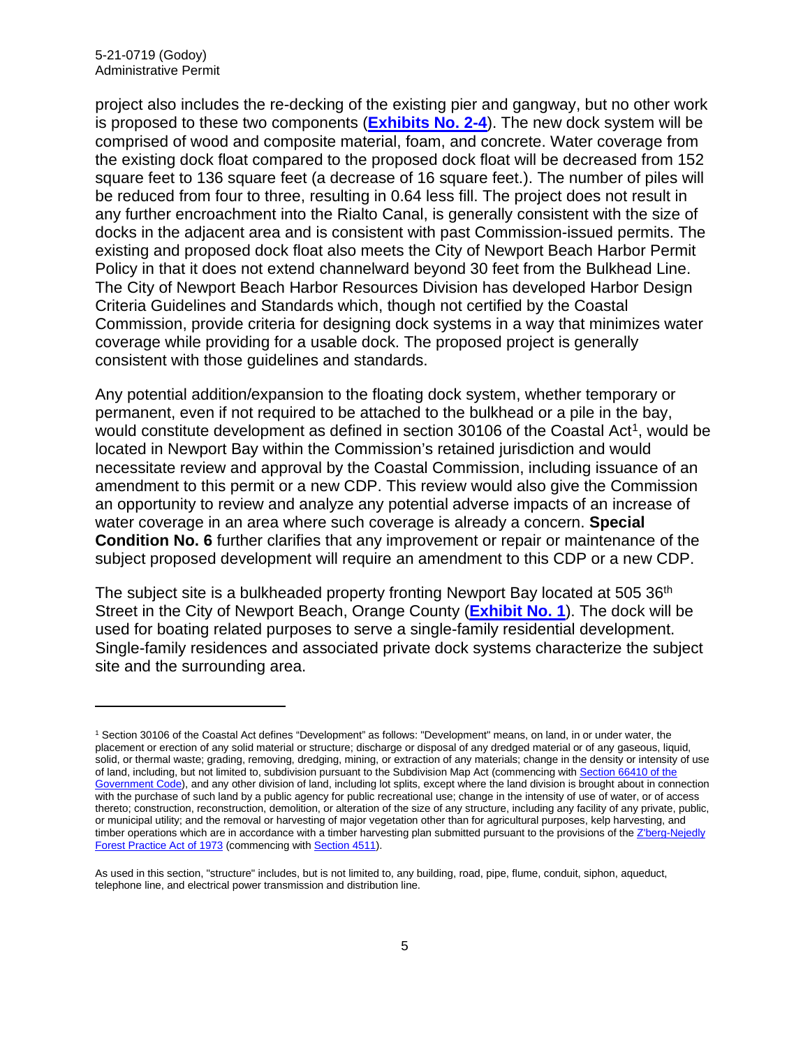project also includes the re-decking of the existing pier and gangway, but no other work is proposed to these two components (**Exhibits No. 2-4**). The new dock system will be comprised of wood and composite material, foam, and concrete. Water coverage from the existing dock float compared to the proposed dock float will be decreased from 152 square feet to 136 square feet (a decrease of 16 square feet.). The number of piles will be reduced from four to three, resulting in 0.64 less fill. The project does not result in any further encroachment into the Rialto Canal, is generally consistent with the size of docks in the adjacent area and is consistent with past Commission-issued permits. The existing and proposed dock float also meets the City of Newport Beach Harbor Permit Policy in that it does not extend channelward beyond 30 feet from the Bulkhead Line. The City of Newport Beach Harbor Resources Division has developed Harbor Design Criteria Guidelines and Standards which, though not certified by the Coastal Commission, provide criteria for designing dock systems in a way that minimizes water coverage while providing for a usable dock. The proposed project is generally consistent with those guidelines and standards.

Any potential addition/expansion to the floating dock system, whether temporary or permanent, even if not required to be attached to the bulkhead or a pile in the bay, would constitute development as defined in section 30106 of the Coastal Act[1], would be located in Newport Bay within the Commission's retained jurisdiction and would necessitate review and approval by the Coastal Commission, including issuance of an amendment to this permit or a new CDP. This review would also give the Commission an opportunity to review and analyze any potential adverse impacts of an increase of water coverage in an area where such coverage is already a concern. **Special Condition No. 6** further clarifies that any improvement or repair or maintenance of the subject proposed development will require an amendment to this CDP or a new CDP.

The subject site is a bulkheaded property fronting Newport Bay located at 505 36th Street in the City of Newport Beach, Orange County (**Exhibit No. 1**). The dock will be used for boating related purposes to serve a single-family residential development. Single-family residences and associated private dock systems characterize the subject site and the surrounding area.

---

[1] Section 30106 of the Coastal Act defines "Development" as follows: "Development" means, on land, in or under water, the placement or erection of any solid material or structure; discharge or disposal of any dredged material or of any gaseous, liquid, solid, or thermal waste; grading, removing, dredging, mining, or extraction of any materials; change in the density or intensity of use of land, including, but not limited to, subdivision pursuant to the Subdivision Map Act (commencing with Section 66410 of the Government Code), and any other division of land, including lot splits, except where the land division is brought about in connection with the purchase of such land by a public agency for public recreational use; change in the intensity of use of water, or of access thereto; construction, reconstruction, demolition, or alteration of the size of any structure, including any facility of any private, public, or municipal utility; and the removal or harvesting of major vegetation other than for agricultural purposes, kelp harvesting, and timber operations which are in accordance with a timber harvesting plan submitted pursuant to the provisions of the Z'berg-Nejedly Forest Practice Act of 1973 (commencing with Section 4511).

As used in this section, "structure" includes, but is not limited to, any building, road, pipe, flume, conduit, siphon, aqueduct, telephone line, and electrical power transmission and distribution line.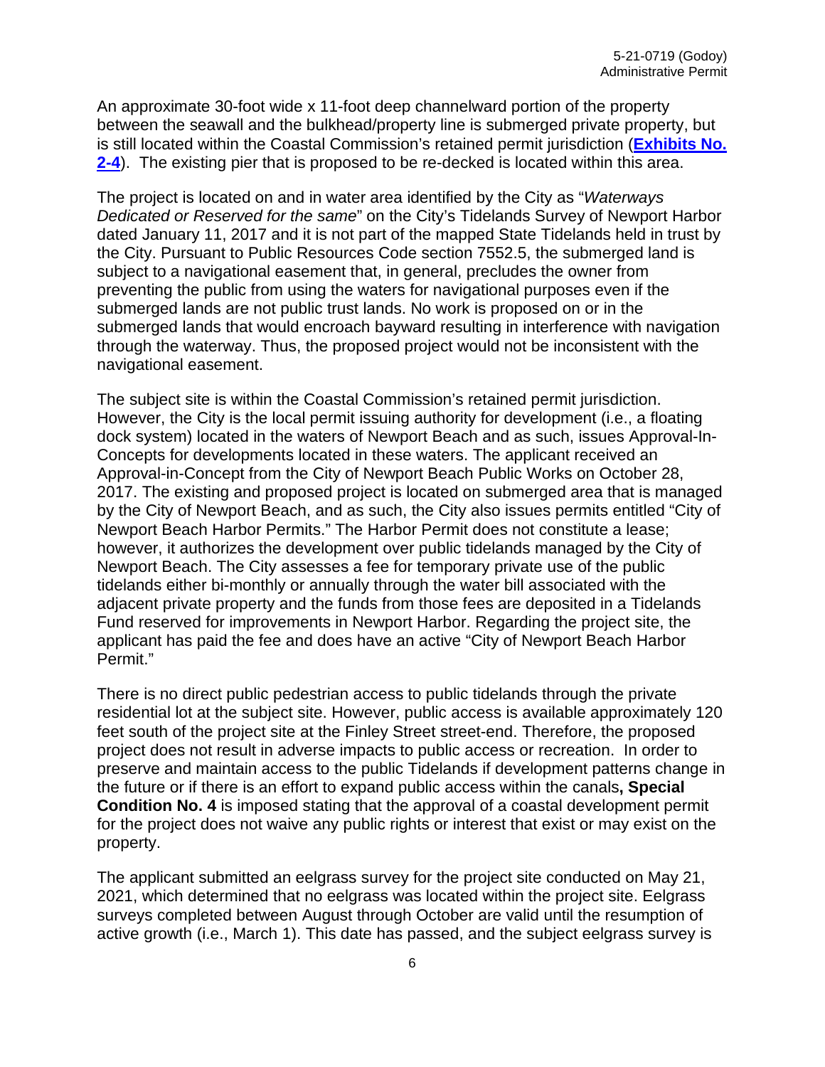An approximate 30-foot wide x 11-foot deep channelward portion of the property between the seawall and the bulkhead/property line is submerged private property, but is still located within the Coastal Commission's retained permit jurisdiction (**Exhibits No. 2-4**). The existing pier that is proposed to be re-decked is located within this area.

The project is located on and in water area identified by the City as "*Waterways Dedicated or Reserved for the same*" on the City's Tidelands Survey of Newport Harbor dated January 11, 2017 and it is not part of the mapped State Tidelands held in trust by the City. Pursuant to Public Resources Code section 7552.5, the submerged land is subject to a navigational easement that, in general, precludes the owner from preventing the public from using the waters for navigational purposes even if the submerged lands are not public trust lands. No work is proposed on or in the submerged lands that would encroach bayward resulting in interference with navigation through the waterway. Thus, the proposed project would not be inconsistent with the navigational easement.

The subject site is within the Coastal Commission's retained permit jurisdiction. However, the City is the local permit issuing authority for development (i.e., a floating dock system) located in the waters of Newport Beach and as such, issues Approval-In-Concepts for developments located in these waters. The applicant received an Approval-in-Concept from the City of Newport Beach Public Works on October 28, 2017. The existing and proposed project is located on submerged area that is managed by the City of Newport Beach, and as such, the City also issues permits entitled "City of Newport Beach Harbor Permits." The Harbor Permit does not constitute a lease; however, it authorizes the development over public tidelands managed by the City of Newport Beach. The City assesses a fee for temporary private use of the public tidelands either bi-monthly or annually through the water bill associated with the adjacent private property and the funds from those fees are deposited in a Tidelands Fund reserved for improvements in Newport Harbor. Regarding the project site, the applicant has paid the fee and does have an active "City of Newport Beach Harbor Permit."

There is no direct public pedestrian access to public tidelands through the private residential lot at the subject site. However, public access is available approximately 120 feet south of the project site at the Finley Street street-end. Therefore, the proposed project does not result in adverse impacts to public access or recreation. In order to preserve and maintain access to the public Tidelands if development patterns change in the future or if there is an effort to expand public access within the canals**, Special Condition No. 4** is imposed stating that the approval of a coastal development permit for the project does not waive any public rights or interest that exist or may exist on the property.

The applicant submitted an eelgrass survey for the project site conducted on May 21, 2021, which determined that no eelgrass was located within the project site. Eelgrass surveys completed between August through October are valid until the resumption of active growth (i.e., March 1). This date has passed, and the subject eelgrass survey is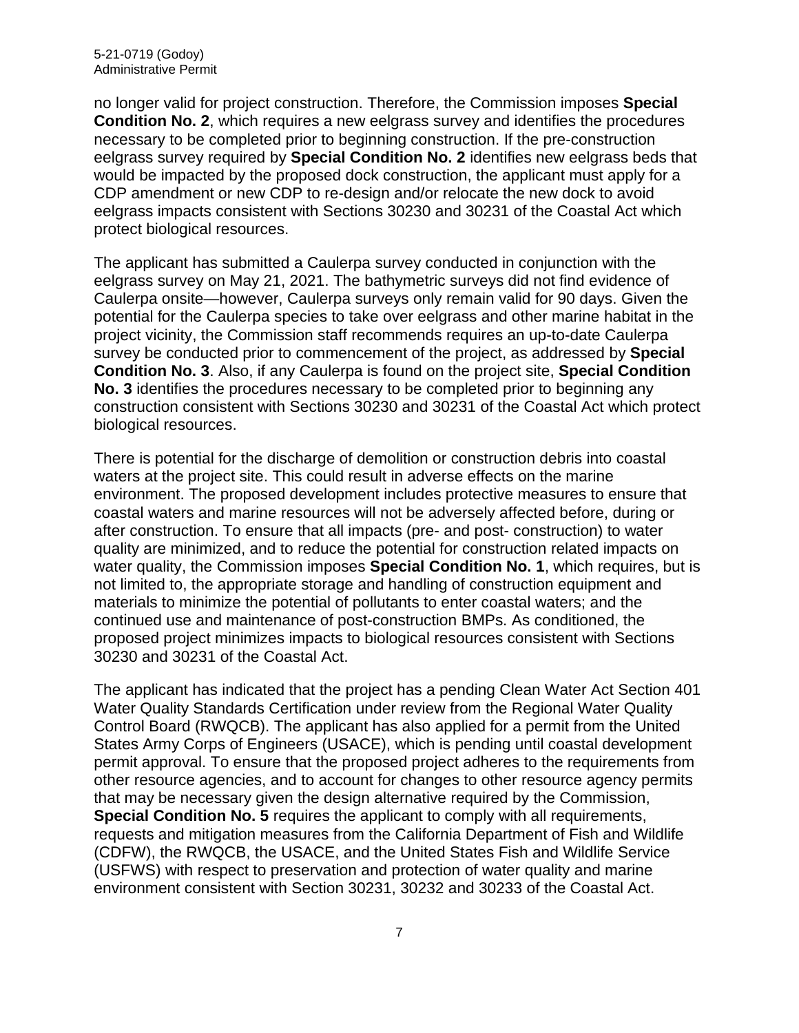no longer valid for project construction. Therefore, the Commission imposes **Special Condition No. 2**, which requires a new eelgrass survey and identifies the procedures necessary to be completed prior to beginning construction. If the pre-construction eelgrass survey required by **Special Condition No. 2** identifies new eelgrass beds that would be impacted by the proposed dock construction, the applicant must apply for a CDP amendment or new CDP to re-design and/or relocate the new dock to avoid eelgrass impacts consistent with Sections 30230 and 30231 of the Coastal Act which protect biological resources.

The applicant has submitted a Caulerpa survey conducted in conjunction with the eelgrass survey on May 21, 2021. The bathymetric surveys did not find evidence of Caulerpa onsite—however, Caulerpa surveys only remain valid for 90 days. Given the potential for the Caulerpa species to take over eelgrass and other marine habitat in the project vicinity, the Commission staff recommends requires an up-to-date Caulerpa survey be conducted prior to commencement of the project, as addressed by **Special Condition No. 3**. Also, if any Caulerpa is found on the project site, **Special Condition No. 3** identifies the procedures necessary to be completed prior to beginning any construction consistent with Sections 30230 and 30231 of the Coastal Act which protect biological resources.

There is potential for the discharge of demolition or construction debris into coastal waters at the project site. This could result in adverse effects on the marine environment. The proposed development includes protective measures to ensure that coastal waters and marine resources will not be adversely affected before, during or after construction. To ensure that all impacts (pre- and post- construction) to water quality are minimized, and to reduce the potential for construction related impacts on water quality, the Commission imposes **Special Condition No. 1**, which requires, but is not limited to, the appropriate storage and handling of construction equipment and materials to minimize the potential of pollutants to enter coastal waters; and the continued use and maintenance of post-construction BMPs. As conditioned, the proposed project minimizes impacts to biological resources consistent with Sections 30230 and 30231 of the Coastal Act.

The applicant has indicated that the project has a pending Clean Water Act Section 401 Water Quality Standards Certification under review from the Regional Water Quality Control Board (RWQCB). The applicant has also applied for a permit from the United States Army Corps of Engineers (USACE), which is pending until coastal development permit approval. To ensure that the proposed project adheres to the requirements from other resource agencies, and to account for changes to other resource agency permits that may be necessary given the design alternative required by the Commission, **Special Condition No. 5** requires the applicant to comply with all requirements, requests and mitigation measures from the California Department of Fish and Wildlife (CDFW), the RWQCB, the USACE, and the United States Fish and Wildlife Service (USFWS) with respect to preservation and protection of water quality and marine environment consistent with Section 30231, 30232 and 30233 of the Coastal Act.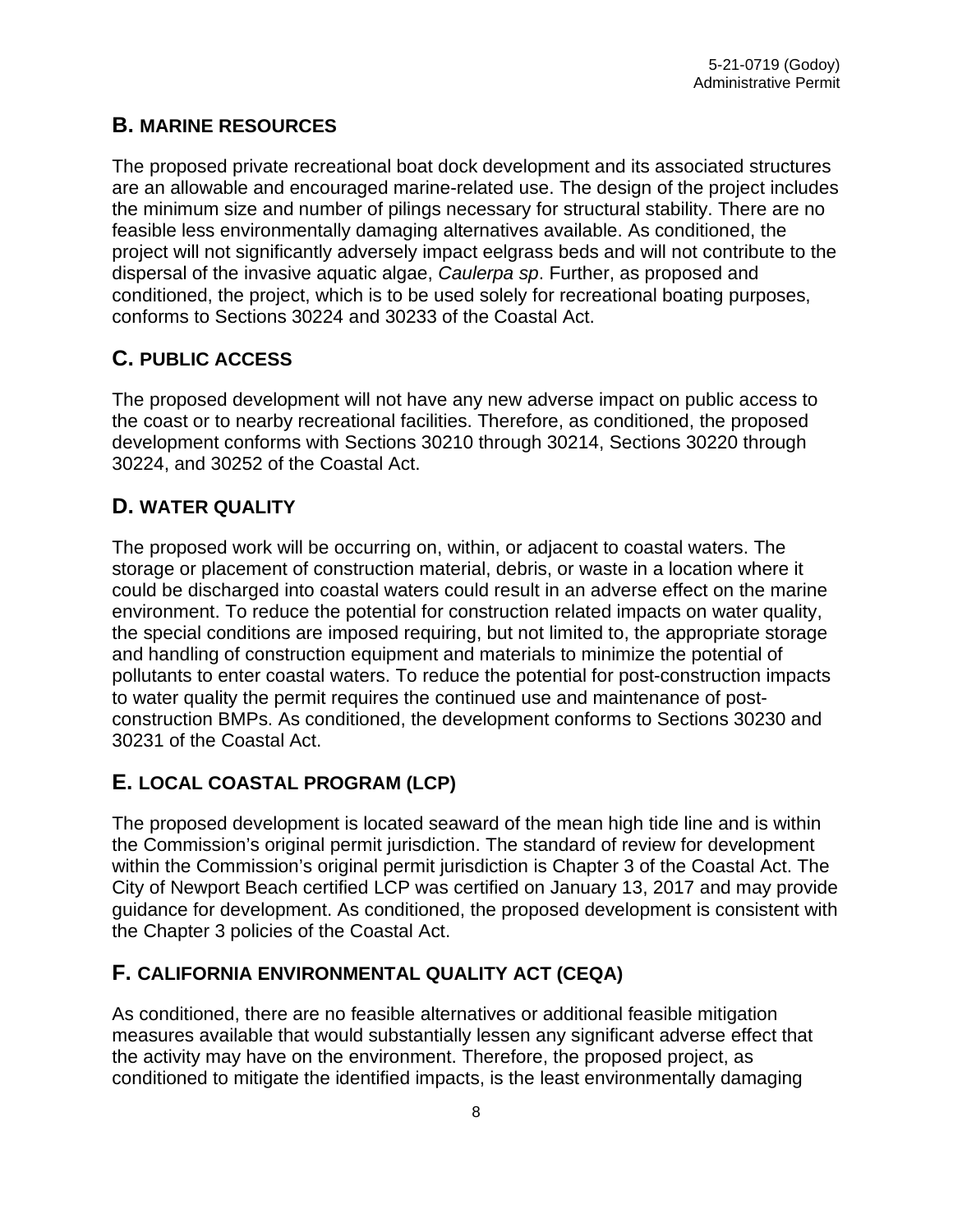## B. MARINE RESOURCES

The proposed private recreational boat dock development and its associated structures are an allowable and encouraged marine-related use. The design of the project includes the minimum size and number of pilings necessary for structural stability. There are no feasible less environmentally damaging alternatives available. As conditioned, the project will not significantly adversely impact eelgrass beds and will not contribute to the dispersal of the invasive aquatic algae, *Caulerpa sp*. Further, as proposed and conditioned, the project, which is to be used solely for recreational boating purposes, conforms to Sections 30224 and 30233 of the Coastal Act.

## C. PUBLIC ACCESS

The proposed development will not have any new adverse impact on public access to the coast or to nearby recreational facilities. Therefore, as conditioned, the proposed development conforms with Sections 30210 through 30214, Sections 30220 through 30224, and 30252 of the Coastal Act.

## D. WATER QUALITY

The proposed work will be occurring on, within, or adjacent to coastal waters. The storage or placement of construction material, debris, or waste in a location where it could be discharged into coastal waters could result in an adverse effect on the marine environment. To reduce the potential for construction related impacts on water quality, the special conditions are imposed requiring, but not limited to, the appropriate storage and handling of construction equipment and materials to minimize the potential of pollutants to enter coastal waters. To reduce the potential for post-construction impacts to water quality the permit requires the continued use and maintenance of post-construction BMPs. As conditioned, the development conforms to Sections 30230 and 30231 of the Coastal Act.

## E. LOCAL COASTAL PROGRAM (LCP)

The proposed development is located seaward of the mean high tide line and is within the Commission's original permit jurisdiction. The standard of review for development within the Commission's original permit jurisdiction is Chapter 3 of the Coastal Act. The City of Newport Beach certified LCP was certified on January 13, 2017 and may provide guidance for development. As conditioned, the proposed development is consistent with the Chapter 3 policies of the Coastal Act.

## F. CALIFORNIA ENVIRONMENTAL QUALITY ACT (CEQA)

As conditioned, there are no feasible alternatives or additional feasible mitigation measures available that would substantially lessen any significant adverse effect that the activity may have on the environment. Therefore, the proposed project, as conditioned to mitigate the identified impacts, is the least environmentally damaging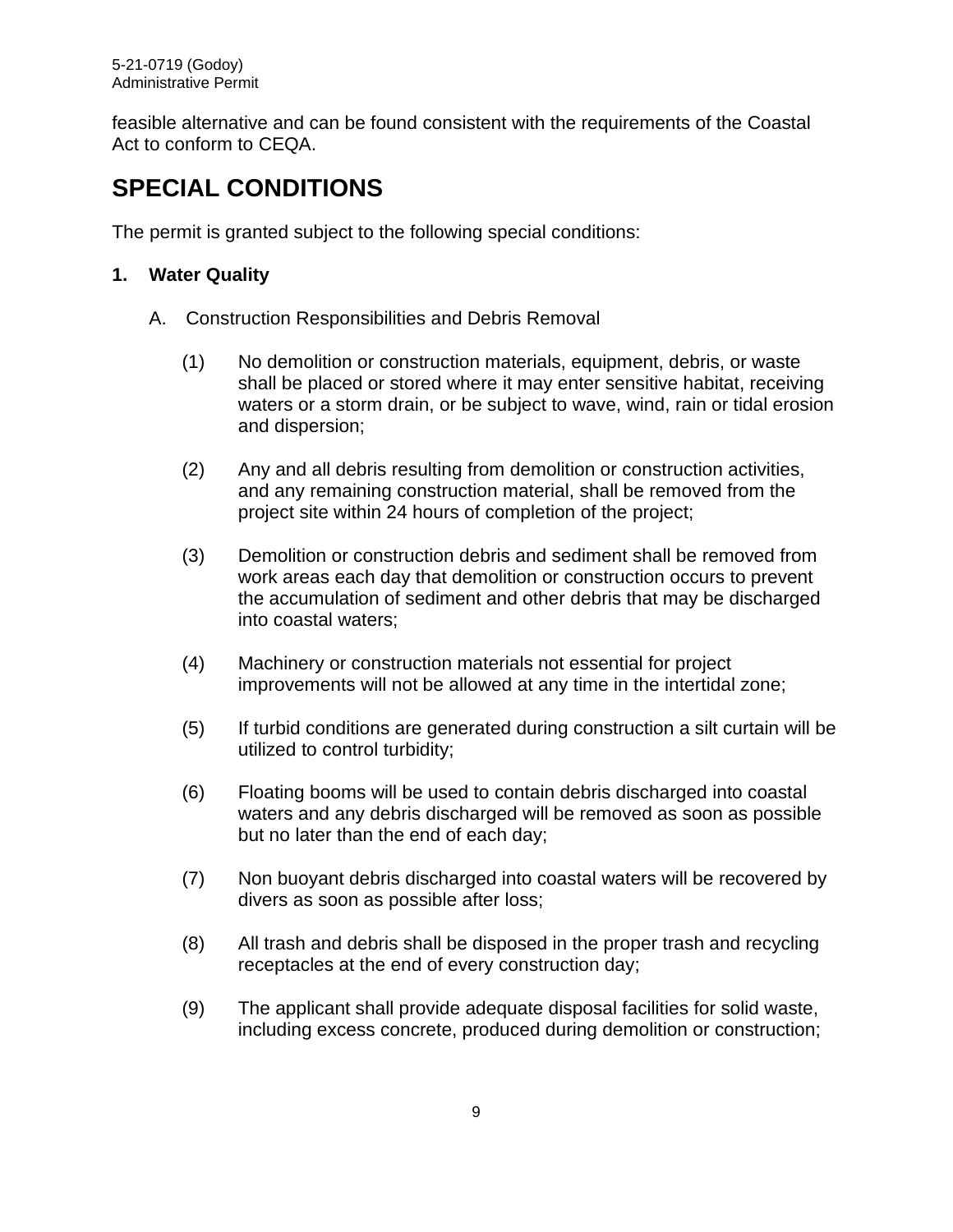feasible alternative and can be found consistent with the requirements of the Coastal Act to conform to CEQA.

# SPECIAL CONDITIONS

The permit is granted subject to the following special conditions:

**1. Water Quality**

A. Construction Responsibilities and Debris Removal

(1) No demolition or construction materials, equipment, debris, or waste shall be placed or stored where it may enter sensitive habitat, receiving waters or a storm drain, or be subject to wave, wind, rain or tidal erosion and dispersion;

(2) Any and all debris resulting from demolition or construction activities, and any remaining construction material, shall be removed from the project site within 24 hours of completion of the project;

(3) Demolition or construction debris and sediment shall be removed from work areas each day that demolition or construction occurs to prevent the accumulation of sediment and other debris that may be discharged into coastal waters;

(4) Machinery or construction materials not essential for project improvements will not be allowed at any time in the intertidal zone;

(5) If turbid conditions are generated during construction a silt curtain will be utilized to control turbidity;

(6) Floating booms will be used to contain debris discharged into coastal waters and any debris discharged will be removed as soon as possible but no later than the end of each day;

(7) Non buoyant debris discharged into coastal waters will be recovered by divers as soon as possible after loss;

(8) All trash and debris shall be disposed in the proper trash and recycling receptacles at the end of every construction day;

(9) The applicant shall provide adequate disposal facilities for solid waste, including excess concrete, produced during demolition or construction;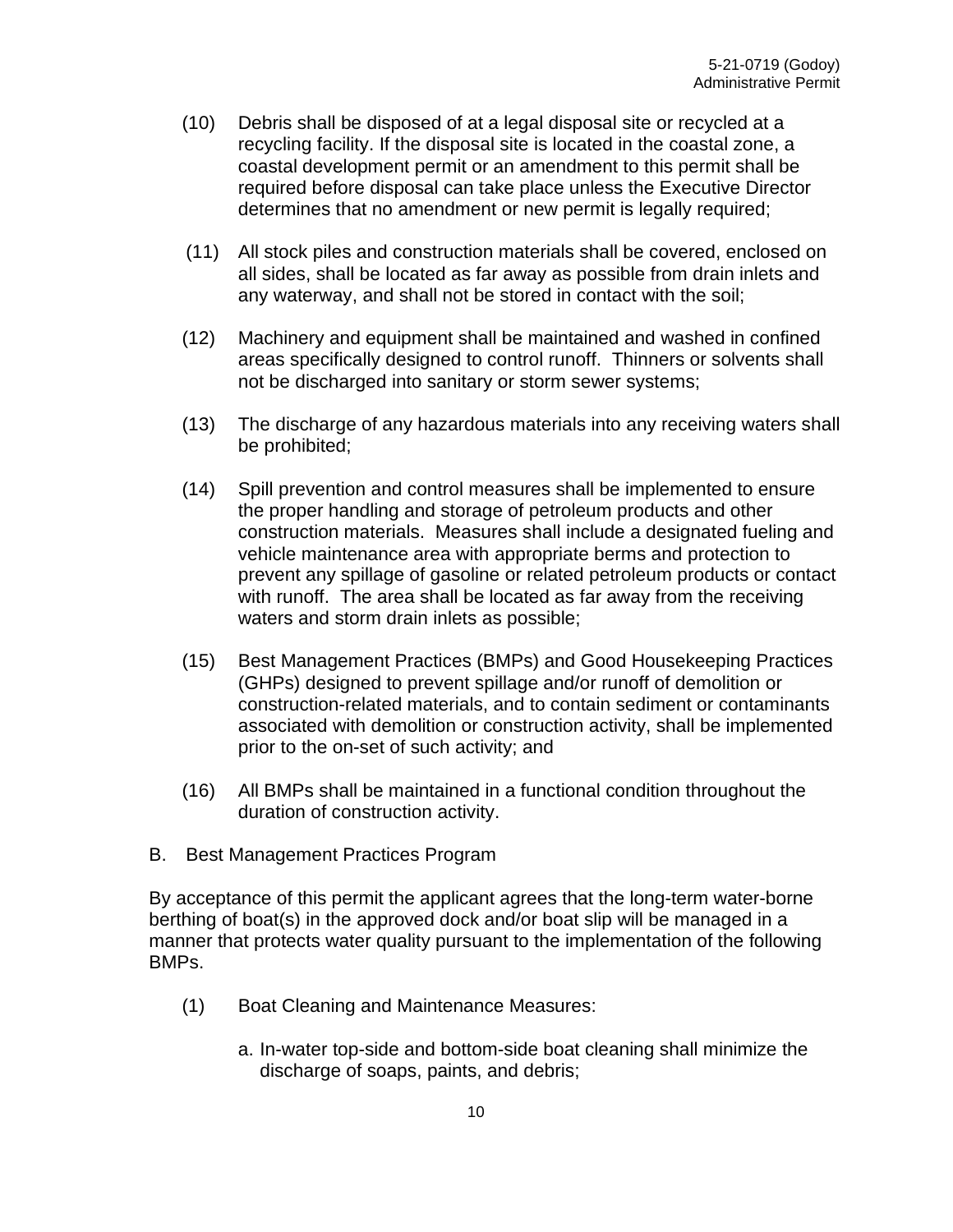(10) Debris shall be disposed of at a legal disposal site or recycled at a recycling facility. If the disposal site is located in the coastal zone, a coastal development permit or an amendment to this permit shall be required before disposal can take place unless the Executive Director determines that no amendment or new permit is legally required;

(11) All stock piles and construction materials shall be covered, enclosed on all sides, shall be located as far away as possible from drain inlets and any waterway, and shall not be stored in contact with the soil;

(12) Machinery and equipment shall be maintained and washed in confined areas specifically designed to control runoff. Thinners or solvents shall not be discharged into sanitary or storm sewer systems;

(13) The discharge of any hazardous materials into any receiving waters shall be prohibited;

(14) Spill prevention and control measures shall be implemented to ensure the proper handling and storage of petroleum products and other construction materials. Measures shall include a designated fueling and vehicle maintenance area with appropriate berms and protection to prevent any spillage of gasoline or related petroleum products or contact with runoff. The area shall be located as far away from the receiving waters and storm drain inlets as possible;

(15) Best Management Practices (BMPs) and Good Housekeeping Practices (GHPs) designed to prevent spillage and/or runoff of demolition or construction-related materials, and to contain sediment or contaminants associated with demolition or construction activity, shall be implemented prior to the on-set of such activity; and

(16) All BMPs shall be maintained in a functional condition throughout the duration of construction activity.

B. Best Management Practices Program

By acceptance of this permit the applicant agrees that the long-term water-borne berthing of boat(s) in the approved dock and/or boat slip will be managed in a manner that protects water quality pursuant to the implementation of the following BMPs.

(1) Boat Cleaning and Maintenance Measures:

a. In-water top-side and bottom-side boat cleaning shall minimize the discharge of soaps, paints, and debris;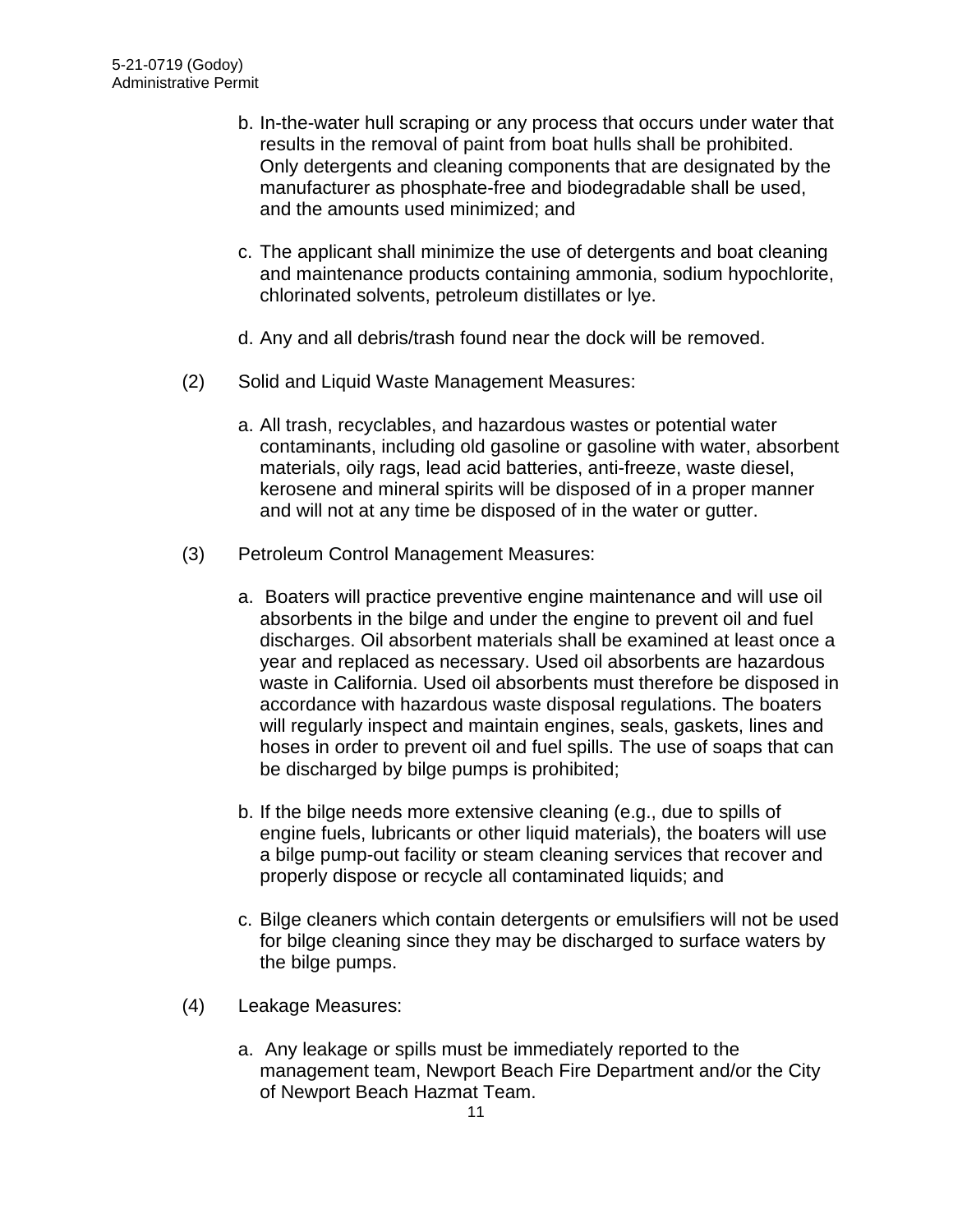b. In-the-water hull scraping or any process that occurs under water that results in the removal of paint from boat hulls shall be prohibited. Only detergents and cleaning components that are designated by the manufacturer as phosphate-free and biodegradable shall be used, and the amounts used minimized; and

c. The applicant shall minimize the use of detergents and boat cleaning and maintenance products containing ammonia, sodium hypochlorite, chlorinated solvents, petroleum distillates or lye.

d. Any and all debris/trash found near the dock will be removed.

(2) Solid and Liquid Waste Management Measures:

a. All trash, recyclables, and hazardous wastes or potential water contaminants, including old gasoline or gasoline with water, absorbent materials, oily rags, lead acid batteries, anti-freeze, waste diesel, kerosene and mineral spirits will be disposed of in a proper manner and will not at any time be disposed of in the water or gutter.

(3) Petroleum Control Management Measures:

a. Boaters will practice preventive engine maintenance and will use oil absorbents in the bilge and under the engine to prevent oil and fuel discharges. Oil absorbent materials shall be examined at least once a year and replaced as necessary. Used oil absorbents are hazardous waste in California. Used oil absorbents must therefore be disposed in accordance with hazardous waste disposal regulations. The boaters will regularly inspect and maintain engines, seals, gaskets, lines and hoses in order to prevent oil and fuel spills. The use of soaps that can be discharged by bilge pumps is prohibited;

b. If the bilge needs more extensive cleaning (e.g., due to spills of engine fuels, lubricants or other liquid materials), the boaters will use a bilge pump-out facility or steam cleaning services that recover and properly dispose or recycle all contaminated liquids; and

c. Bilge cleaners which contain detergents or emulsifiers will not be used for bilge cleaning since they may be discharged to surface waters by the bilge pumps.

(4) Leakage Measures:

a. Any leakage or spills must be immediately reported to the management team, Newport Beach Fire Department and/or the City of Newport Beach Hazmat Team.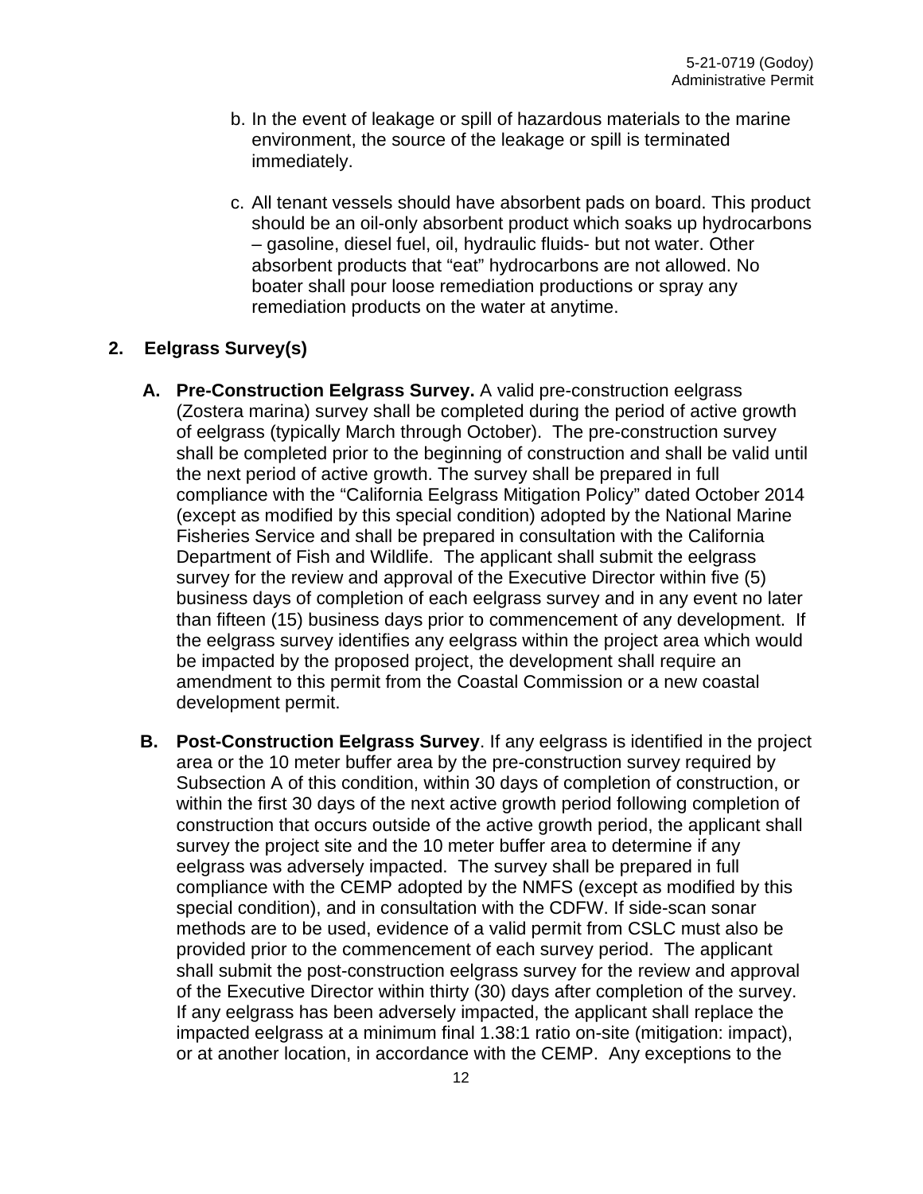b. In the event of leakage or spill of hazardous materials to the marine environment, the source of the leakage or spill is terminated immediately.

c. All tenant vessels should have absorbent pads on board. This product should be an oil-only absorbent product which soaks up hydrocarbons – gasoline, diesel fuel, oil, hydraulic fluids- but not water. Other absorbent products that “eat” hydrocarbons are not allowed. No boater shall pour loose remediation productions or spray any remediation products on the water at anytime.

**2. Eelgrass Survey(s)**

**A. Pre-Construction Eelgrass Survey.** A valid pre-construction eelgrass (Zostera marina) survey shall be completed during the period of active growth of eelgrass (typically March through October). The pre-construction survey shall be completed prior to the beginning of construction and shall be valid until the next period of active growth. The survey shall be prepared in full compliance with the “California Eelgrass Mitigation Policy” dated October 2014 (except as modified by this special condition) adopted by the National Marine Fisheries Service and shall be prepared in consultation with the California Department of Fish and Wildlife. The applicant shall submit the eelgrass survey for the review and approval of the Executive Director within five (5) business days of completion of each eelgrass survey and in any event no later than fifteen (15) business days prior to commencement of any development. If the eelgrass survey identifies any eelgrass within the project area which would be impacted by the proposed project, the development shall require an amendment to this permit from the Coastal Commission or a new coastal development permit.

**B. Post-Construction Eelgrass Survey**. If any eelgrass is identified in the project area or the 10 meter buffer area by the pre-construction survey required by Subsection A of this condition, within 30 days of completion of construction, or within the first 30 days of the next active growth period following completion of construction that occurs outside of the active growth period, the applicant shall survey the project site and the 10 meter buffer area to determine if any eelgrass was adversely impacted. The survey shall be prepared in full compliance with the CEMP adopted by the NMFS (except as modified by this special condition), and in consultation with the CDFW. If side-scan sonar methods are to be used, evidence of a valid permit from CSLC must also be provided prior to the commencement of each survey period. The applicant shall submit the post-construction eelgrass survey for the review and approval of the Executive Director within thirty (30) days after completion of the survey. If any eelgrass has been adversely impacted, the applicant shall replace the impacted eelgrass at a minimum final 1.38:1 ratio on-site (mitigation: impact), or at another location, in accordance with the CEMP. Any exceptions to the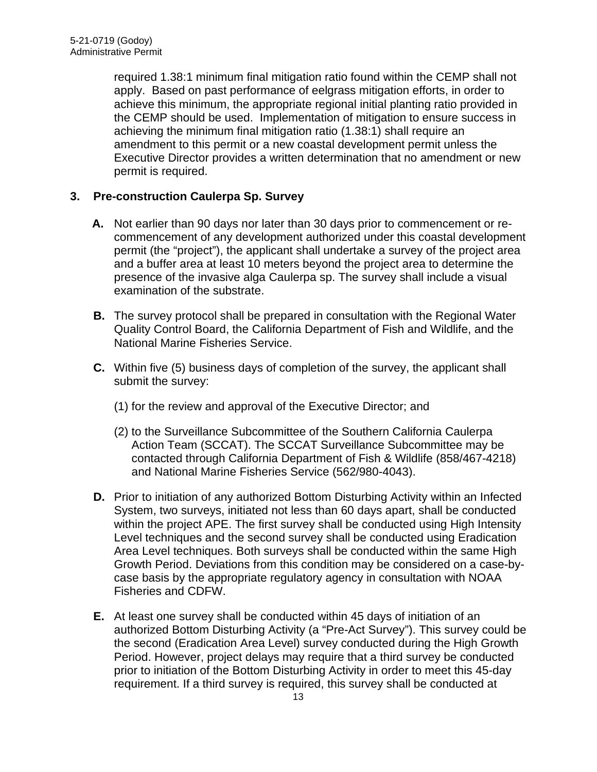required 1.38:1 minimum final mitigation ratio found within the CEMP shall not apply. Based on past performance of eelgrass mitigation efforts, in order to achieve this minimum, the appropriate regional initial planting ratio provided in the CEMP should be used. Implementation of mitigation to ensure success in achieving the minimum final mitigation ratio (1.38:1) shall require an amendment to this permit or a new coastal development permit unless the Executive Director provides a written determination that no amendment or new permit is required.

**3. Pre-construction Caulerpa Sp. Survey**

**A.** Not earlier than 90 days nor later than 30 days prior to commencement or re-commencement of any development authorized under this coastal development permit (the "project"), the applicant shall undertake a survey of the project area and a buffer area at least 10 meters beyond the project area to determine the presence of the invasive alga Caulerpa sp. The survey shall include a visual examination of the substrate.

**B.** The survey protocol shall be prepared in consultation with the Regional Water Quality Control Board, the California Department of Fish and Wildlife, and the National Marine Fisheries Service.

**C.** Within five (5) business days of completion of the survey, the applicant shall submit the survey:

(1) for the review and approval of the Executive Director; and

(2) to the Surveillance Subcommittee of the Southern California Caulerpa Action Team (SCCAT). The SCCAT Surveillance Subcommittee may be contacted through California Department of Fish & Wildlife (858/467-4218) and National Marine Fisheries Service (562/980-4043).

**D.** Prior to initiation of any authorized Bottom Disturbing Activity within an Infected System, two surveys, initiated not less than 60 days apart, shall be conducted within the project APE. The first survey shall be conducted using High Intensity Level techniques and the second survey shall be conducted using Eradication Area Level techniques. Both surveys shall be conducted within the same High Growth Period. Deviations from this condition may be considered on a case-by-case basis by the appropriate regulatory agency in consultation with NOAA Fisheries and CDFW.

**E.** At least one survey shall be conducted within 45 days of initiation of an authorized Bottom Disturbing Activity (a "Pre-Act Survey"). This survey could be the second (Eradication Area Level) survey conducted during the High Growth Period. However, project delays may require that a third survey be conducted prior to initiation of the Bottom Disturbing Activity in order to meet this 45-day requirement. If a third survey is required, this survey shall be conducted at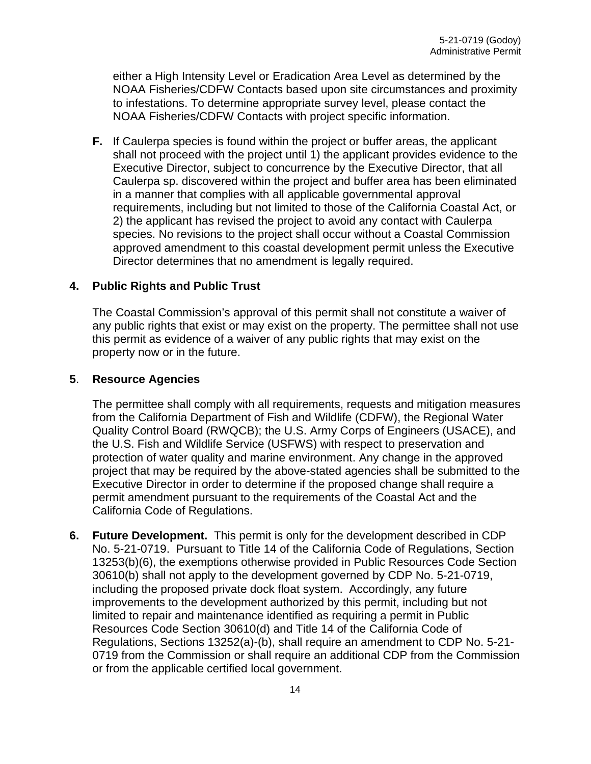either a High Intensity Level or Eradication Area Level as determined by the NOAA Fisheries/CDFW Contacts based upon site circumstances and proximity to infestations. To determine appropriate survey level, please contact the NOAA Fisheries/CDFW Contacts with project specific information.

**F.** If Caulerpa species is found within the project or buffer areas, the applicant shall not proceed with the project until 1) the applicant provides evidence to the Executive Director, subject to concurrence by the Executive Director, that all Caulerpa sp. discovered within the project and buffer area has been eliminated in a manner that complies with all applicable governmental approval requirements, including but not limited to those of the California Coastal Act, or 2) the applicant has revised the project to avoid any contact with Caulerpa species. No revisions to the project shall occur without a Coastal Commission approved amendment to this coastal development permit unless the Executive Director determines that no amendment is legally required.

**4. Public Rights and Public Trust**

The Coastal Commission's approval of this permit shall not constitute a waiver of any public rights that exist or may exist on the property. The permittee shall not use this permit as evidence of a waiver of any public rights that may exist on the property now or in the future.

**5. Resource Agencies**

The permittee shall comply with all requirements, requests and mitigation measures from the California Department of Fish and Wildlife (CDFW), the Regional Water Quality Control Board (RWQCB); the U.S. Army Corps of Engineers (USACE), and the U.S. Fish and Wildlife Service (USFWS) with respect to preservation and protection of water quality and marine environment. Any change in the approved project that may be required by the above-stated agencies shall be submitted to the Executive Director in order to determine if the proposed change shall require a permit amendment pursuant to the requirements of the Coastal Act and the California Code of Regulations.

**6. Future Development.** This permit is only for the development described in CDP No. 5-21-0719. Pursuant to Title 14 of the California Code of Regulations, Section 13253(b)(6), the exemptions otherwise provided in Public Resources Code Section 30610(b) shall not apply to the development governed by CDP No. 5-21-0719, including the proposed private dock float system. Accordingly, any future improvements to the development authorized by this permit, including but not limited to repair and maintenance identified as requiring a permit in Public Resources Code Section 30610(d) and Title 14 of the California Code of Regulations, Sections 13252(a)-(b), shall require an amendment to CDP No. 5-21-0719 from the Commission or shall require an additional CDP from the Commission or from the applicable certified local government.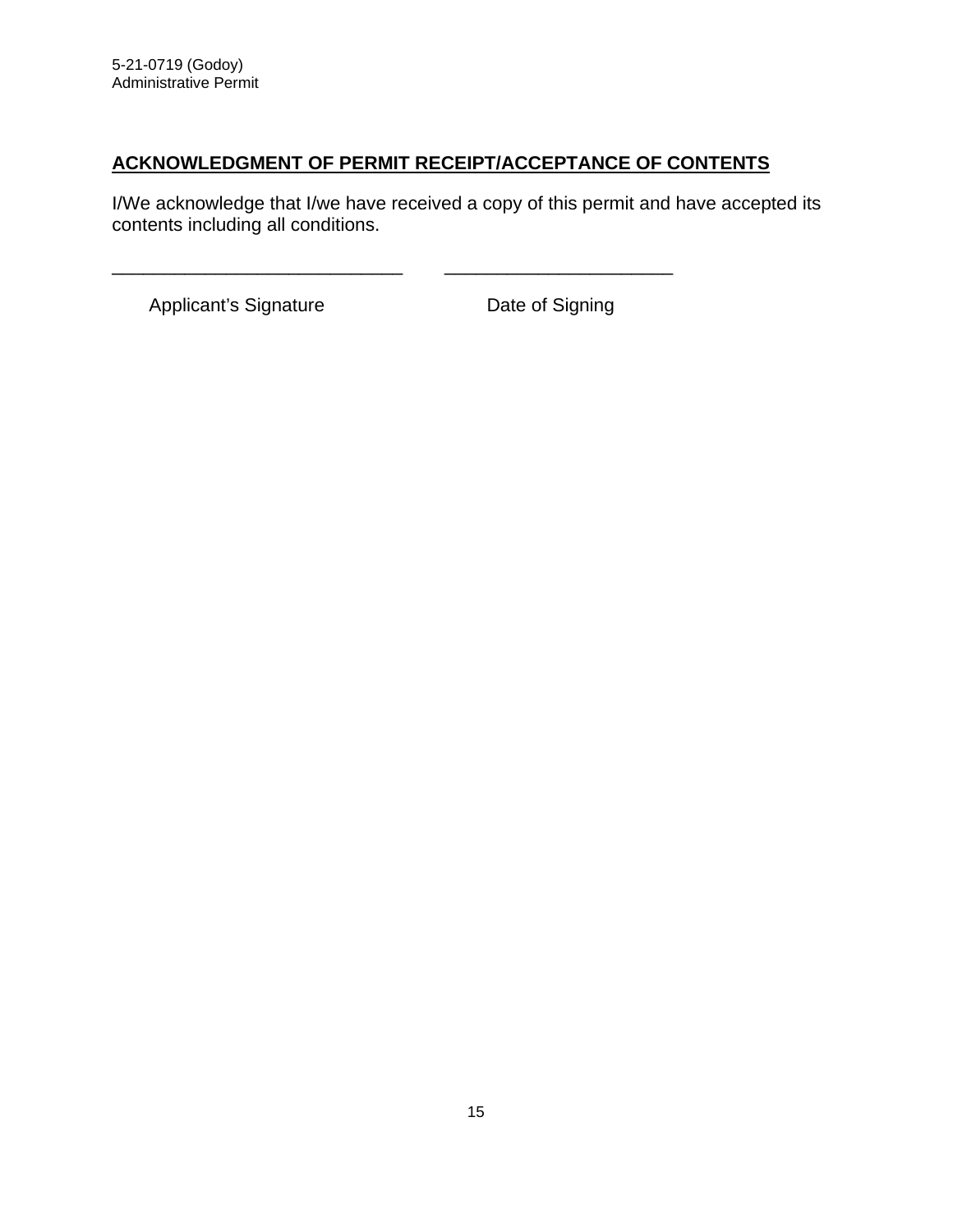**ACKNOWLEDGMENT OF PERMIT RECEIPT/ACCEPTANCE OF CONTENTS**

I/We acknowledge that I/we have received a copy of this permit and have accepted its contents including all conditions.

_____________________________ ______________________

Applicant's Signature Date of Signing